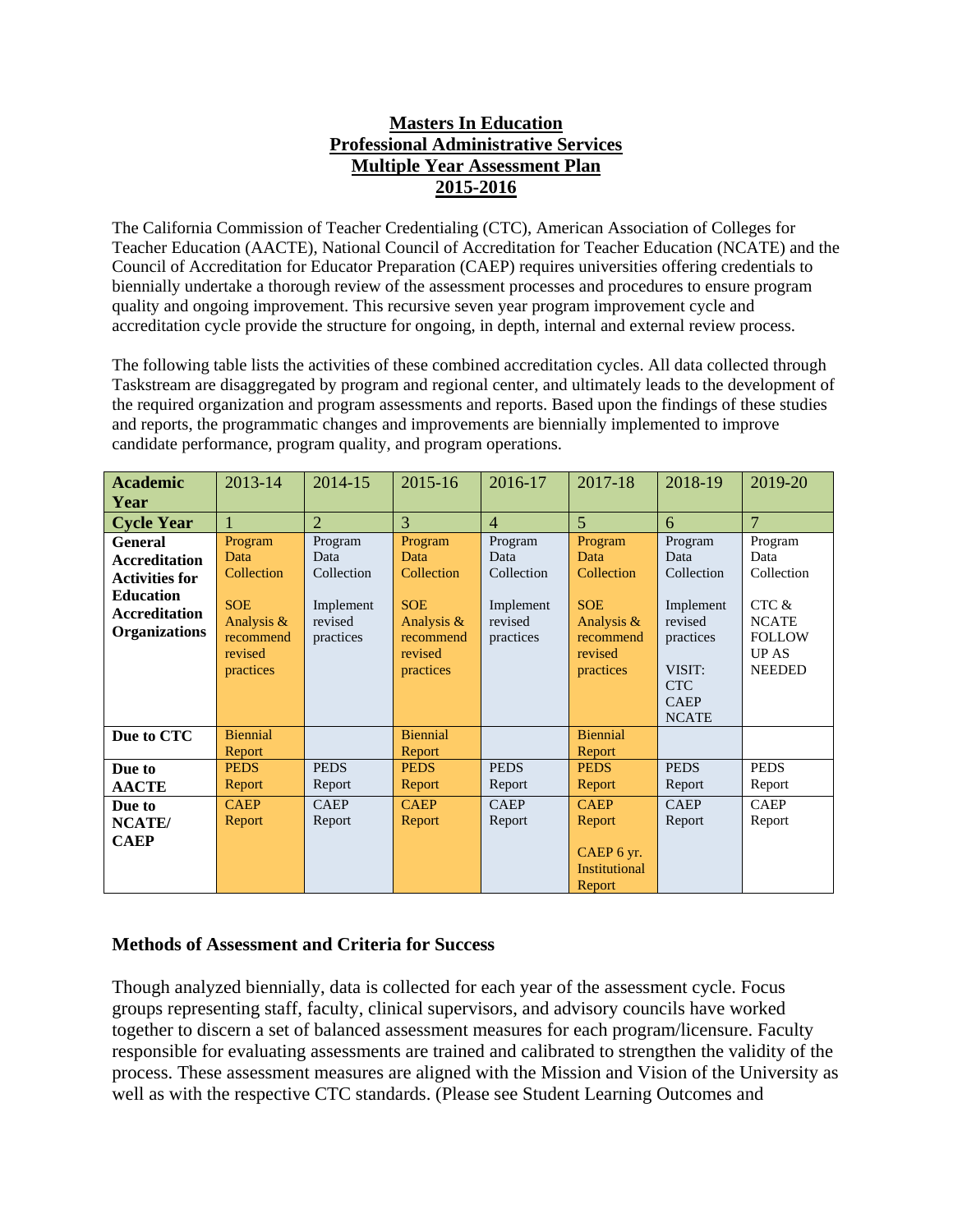# Masters In Education
## Professional Administrative Services
## Multiple Year Assessment Plan
## 2015-2016

The California Commission of Teacher Credentialing (CTC), American Association of Colleges for Teacher Education (AACTE), National Council of Accreditation for Teacher Education (NCATE) and the Council of Accreditation for Educator Preparation (CAEP) requires universities offering credentials to biennially undertake a thorough review of the assessment processes and procedures to ensure program quality and ongoing improvement. This recursive seven year program improvement cycle and accreditation cycle provide the structure for ongoing, in depth, internal and external review process.

The following table lists the activities of these combined accreditation cycles. All data collected through Taskstream are disaggregated by program and regional center, and ultimately leads to the development of the required organization and program assessments and reports. Based upon the findings of these studies and reports, the programmatic changes and improvements are biennially implemented to improve candidate performance, program quality, and program operations.

| **Academic Year** | 2013-14 | 2014-15 | 2015-16 | 2016-17 | 2017-18 | 2018-19 | 2019-20 |
|---|---|---|---|---|---|---|---|
| **Cycle Year** | 1 | 2 | 3 | 4 | 5 | 6 | 7 |
| **General Accreditation Activities for Education Accreditation Organizations** | Program Data Collection<br><br>SOE Analysis & recommend revised practices | Program Data Collection<br><br>Implement revised practices | Program Data Collection<br><br>SOE Analysis & recommend revised practices | Program Data Collection<br><br>Implement revised practices | Program Data Collection<br><br>SOE Analysis & recommend revised practices | Program Data Collection<br><br>Implement revised practices<br><br>VISIT: CTC CAEP NCATE | Program Data Collection<br><br>CTC & NCATE FOLLOW UP AS NEEDED |
| **Due to CTC** | Biennial Report | | Biennial Report | | Biennial Report | | |
| **Due to AACTE** | PEDS Report | PEDS Report | PEDS Report | PEDS Report | PEDS Report | PEDS Report | PEDS Report |
| **Due to NCATE/ CAEP** | CAEP Report | CAEP Report | CAEP Report | CAEP Report | CAEP Report<br><br>CAEP 6 yr. Institutional Report | CAEP Report | CAEP Report |

### Methods of Assessment and Criteria for Success

Though analyzed biennially, data is collected for each year of the assessment cycle. Focus groups representing staff, faculty, clinical supervisors, and advisory councils have worked together to discern a set of balanced assessment measures for each program/licensure. Faculty responsible for evaluating assessments are trained and calibrated to strengthen the validity of the process. These assessment measures are aligned with the Mission and Vision of the University as well as with the respective CTC standards. (Please see Student Learning Outcomes and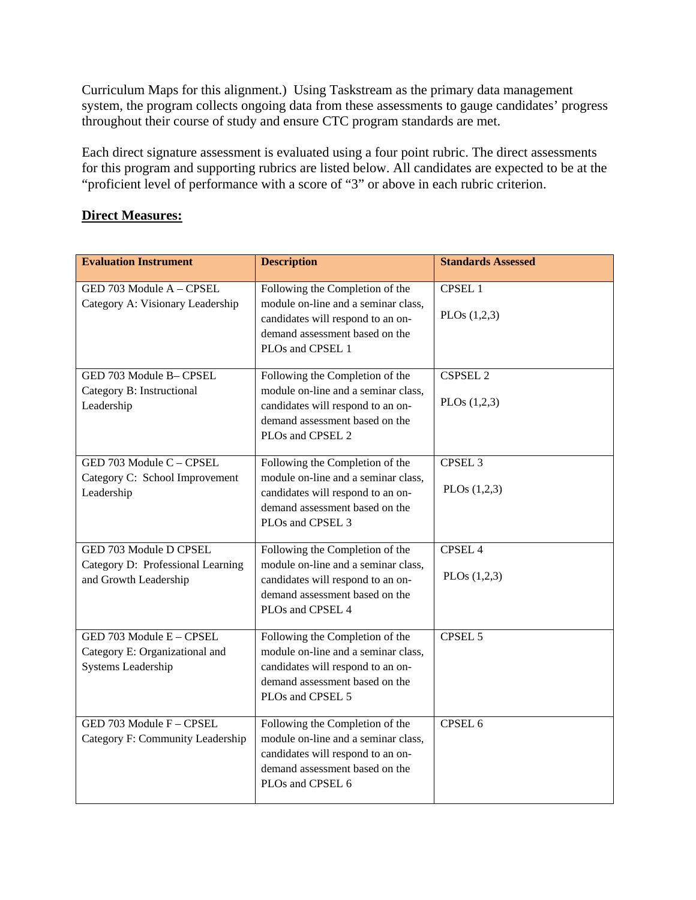Curriculum Maps for this alignment.) Using Taskstream as the primary data management system, the program collects ongoing data from these assessments to gauge candidates' progress throughout their course of study and ensure CTC program standards are met.

Each direct signature assessment is evaluated using a four point rubric. The direct assessments for this program and supporting rubrics are listed below. All candidates are expected to be at the "proficient level of performance with a score of "3" or above in each rubric criterion.

**Direct Measures:**

| Evaluation Instrument | Description | Standards Assessed |
|---|---|---|
| GED 703 Module A – CPSEL Category A: Visionary Leadership | Following the Completion of the module on-line and a seminar class, candidates will respond to an on-demand assessment based on the PLOs and CPSEL 1 | CPSEL 1<br><br>PLOs (1,2,3) |
| GED 703 Module B– CPSEL Category B: Instructional Leadership | Following the Completion of the module on-line and a seminar class, candidates will respond to an on-demand assessment based on the PLOs and CPSEL 2 | CSPSEL 2<br><br>PLOs (1,2,3) |
| GED 703 Module C – CPSEL Category C: School Improvement Leadership | Following the Completion of the module on-line and a seminar class, candidates will respond to an on-demand assessment based on the PLOs and CPSEL 3 | CPSEL 3<br><br>PLOs (1,2,3) |
| GED 703 Module D CPSEL Category D: Professional Learning and Growth Leadership | Following the Completion of the module on-line and a seminar class, candidates will respond to an on-demand assessment based on the PLOs and CPSEL 4 | CPSEL 4<br><br>PLOs (1,2,3) |
| GED 703 Module E – CPSEL Category E: Organizational and Systems Leadership | Following the Completion of the module on-line and a seminar class, candidates will respond to an on-demand assessment based on the PLOs and CPSEL 5 | CPSEL 5 |
| GED 703 Module F – CPSEL Category F: Community Leadership | Following the Completion of the module on-line and a seminar class, candidates will respond to an on-demand assessment based on the PLOs and CPSEL 6 | CPSEL 6 |